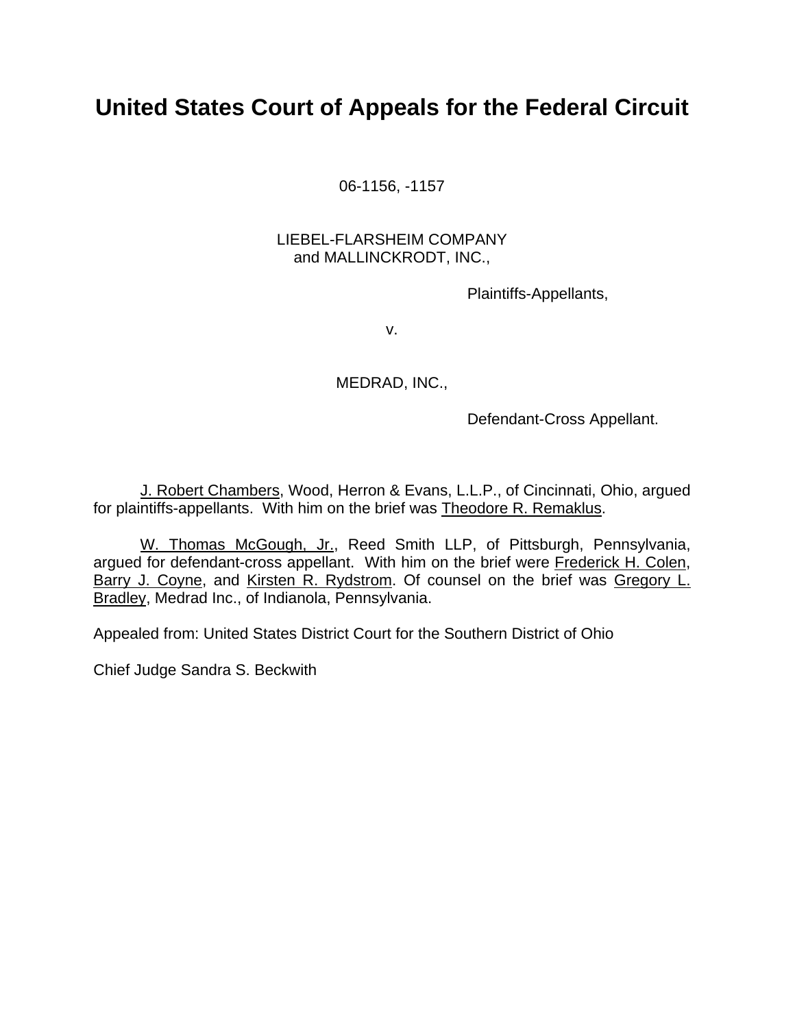# United States Court of Appeals for the Federal Circuit

06-1156, -1157

LIEBEL-FLARSHEIM COMPANY
and MALLINCKRODT, INC.,

Plaintiffs-Appellants,

v.

MEDRAD, INC.,

Defendant-Cross Appellant.

J. Robert Chambers, Wood, Herron & Evans, L.L.P., of Cincinnati, Ohio, argued for plaintiffs-appellants. With him on the brief was Theodore R. Remaklus.

W. Thomas McGough, Jr., Reed Smith LLP, of Pittsburgh, Pennsylvania, argued for defendant-cross appellant. With him on the brief were Frederick H. Colen, Barry J. Coyne, and Kirsten R. Rydstrom. Of counsel on the brief was Gregory L. Bradley, Medrad Inc., of Indianola, Pennsylvania.

Appealed from: United States District Court for the Southern District of Ohio

Chief Judge Sandra S. Beckwith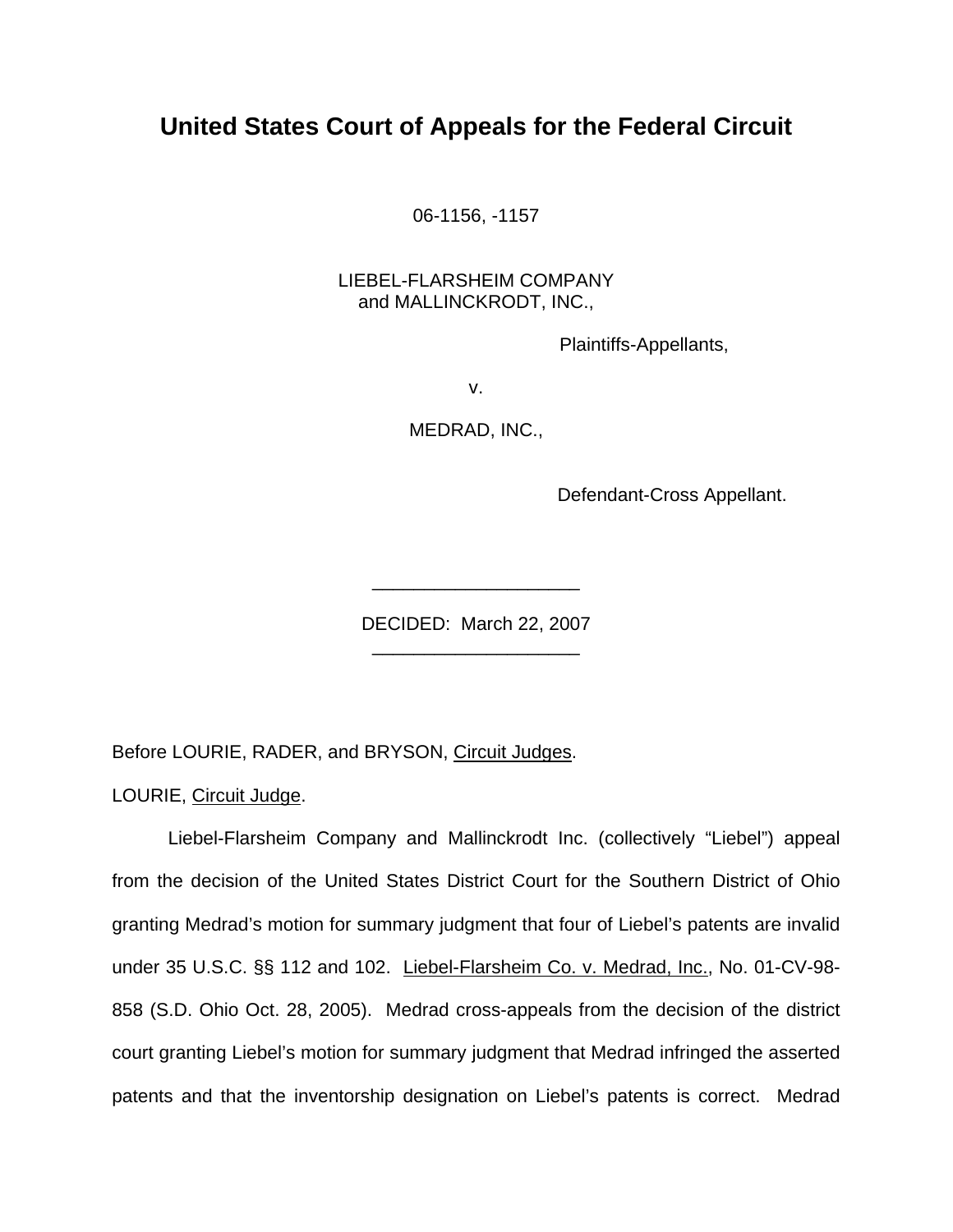# United States Court of Appeals for the Federal Circuit

06-1156, -1157

LIEBEL-FLARSHEIM COMPANY
and MALLINCKRODT, INC.,

Plaintiffs-Appellants,

v.

MEDRAD, INC.,

Defendant-Cross Appellant.

---

DECIDED: March 22, 2007

---

Before LOURIE, RADER, and BRYSON, Circuit Judges.

LOURIE, Circuit Judge.

Liebel-Flarsheim Company and Mallinckrodt Inc. (collectively "Liebel") appeal from the decision of the United States District Court for the Southern District of Ohio granting Medrad's motion for summary judgment that four of Liebel's patents are invalid under 35 U.S.C. §§ 112 and 102. Liebel-Flarsheim Co. v. Medrad, Inc., No. 01-CV-98-858 (S.D. Ohio Oct. 28, 2005). Medrad cross-appeals from the decision of the district court granting Liebel's motion for summary judgment that Medrad infringed the asserted patents and that the inventorship designation on Liebel's patents is correct. Medrad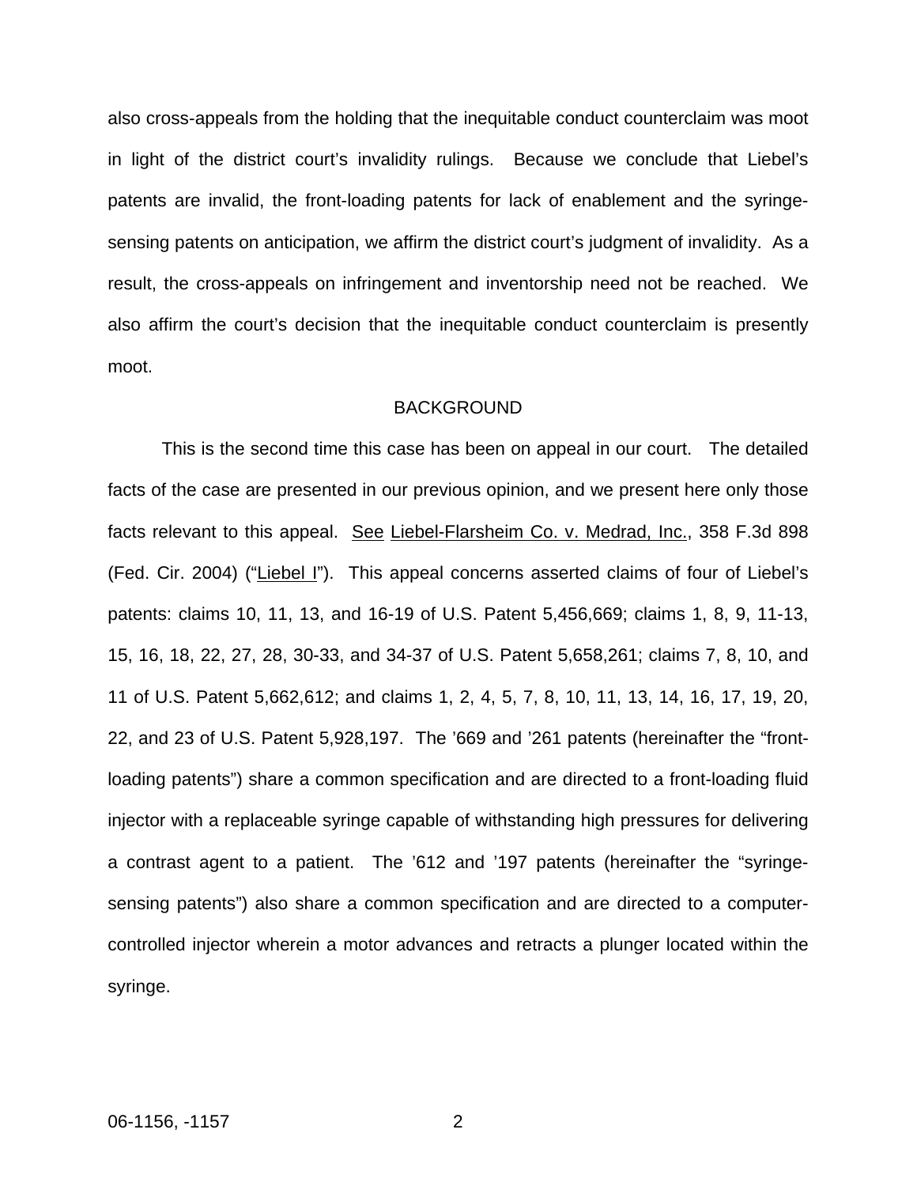also cross-appeals from the holding that the inequitable conduct counterclaim was moot in light of the district court's invalidity rulings. Because we conclude that Liebel's patents are invalid, the front-loading patents for lack of enablement and the syringe-sensing patents on anticipation, we affirm the district court's judgment of invalidity. As a result, the cross-appeals on infringement and inventorship need not be reached. We also affirm the court's decision that the inequitable conduct counterclaim is presently moot.

## BACKGROUND

This is the second time this case has been on appeal in our court. The detailed facts of the case are presented in our previous opinion, and we present here only those facts relevant to this appeal. See Liebel-Flarsheim Co. v. Medrad, Inc., 358 F.3d 898 (Fed. Cir. 2004) ("Liebel I"). This appeal concerns asserted claims of four of Liebel's patents: claims 10, 11, 13, and 16-19 of U.S. Patent 5,456,669; claims 1, 8, 9, 11-13, 15, 16, 18, 22, 27, 28, 30-33, and 34-37 of U.S. Patent 5,658,261; claims 7, 8, 10, and 11 of U.S. Patent 5,662,612; and claims 1, 2, 4, 5, 7, 8, 10, 11, 13, 14, 16, 17, 19, 20, 22, and 23 of U.S. Patent 5,928,197. The '669 and '261 patents (hereinafter the "front-loading patents") share a common specification and are directed to a front-loading fluid injector with a replaceable syringe capable of withstanding high pressures for delivering a contrast agent to a patient. The '612 and '197 patents (hereinafter the "syringe-sensing patents") also share a common specification and are directed to a computer-controlled injector wherein a motor advances and retracts a plunger located within the syringe.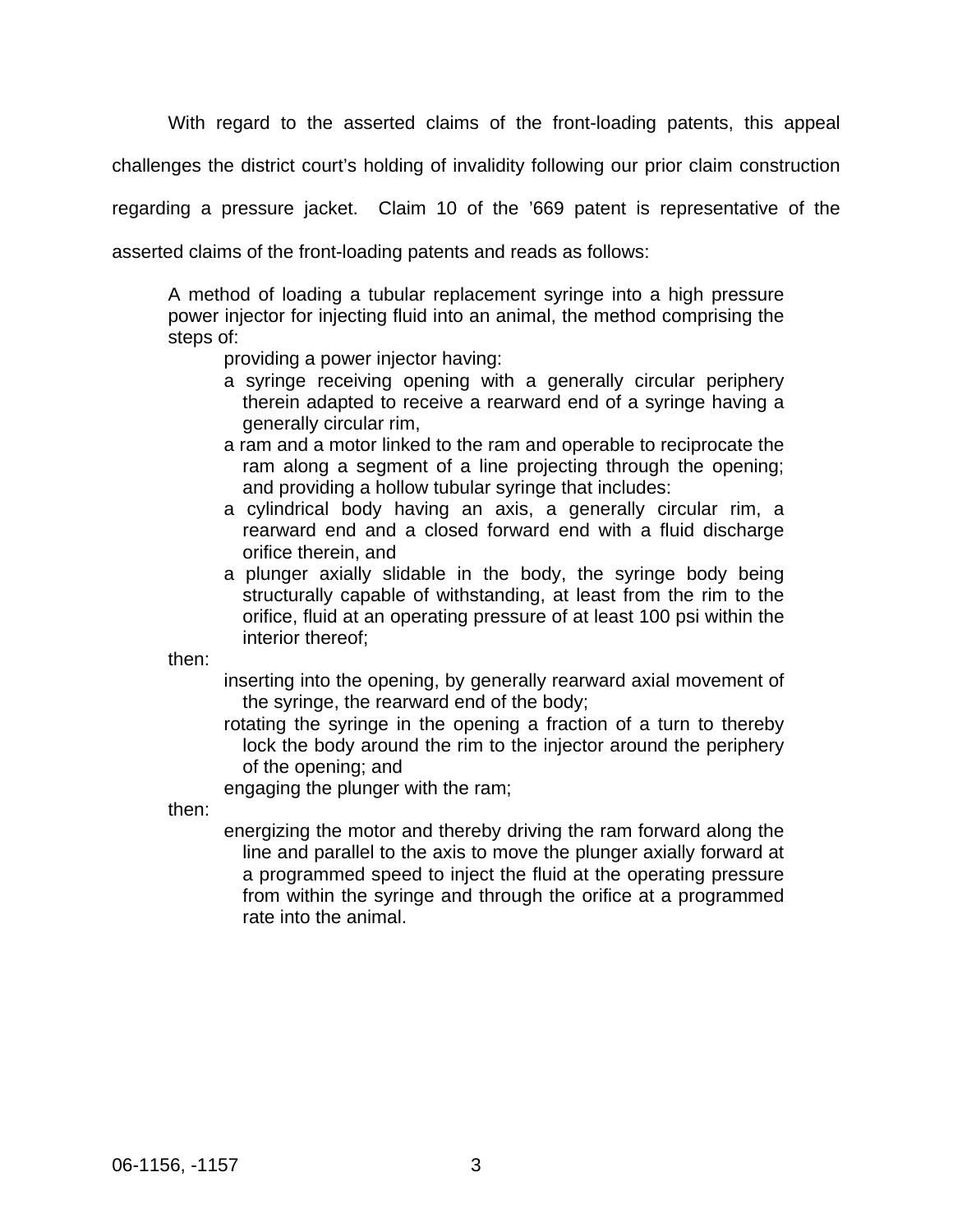With regard to the asserted claims of the front-loading patents, this appeal challenges the district court's holding of invalidity following our prior claim construction regarding a pressure jacket. Claim 10 of the '669 patent is representative of the asserted claims of the front-loading patents and reads as follows:

> A method of loading a tubular replacement syringe into a high pressure power injector for injecting fluid into an animal, the method comprising the steps of:
>
> providing a power injector having:
>
> a syringe receiving opening with a generally circular periphery therein adapted to receive a rearward end of a syringe having a generally circular rim,
>
> a ram and a motor linked to the ram and operable to reciprocate the ram along a segment of a line projecting through the opening; and providing a hollow tubular syringe that includes:
>
> a cylindrical body having an axis, a generally circular rim, a rearward end and a closed forward end with a fluid discharge orifice therein, and
>
> a plunger axially slidable in the body, the syringe body being structurally capable of withstanding, at least from the rim to the orifice, fluid at an operating pressure of at least 100 psi within the interior thereof;
>
> then:
>
> inserting into the opening, by generally rearward axial movement of the syringe, the rearward end of the body;
>
> rotating the syringe in the opening a fraction of a turn to thereby lock the body around the rim to the injector around the periphery of the opening; and
>
> engaging the plunger with the ram;
>
> then:
>
> energizing the motor and thereby driving the ram forward along the line and parallel to the axis to move the plunger axially forward at a programmed speed to inject the fluid at the operating pressure from within the syringe and through the orifice at a programmed rate into the animal.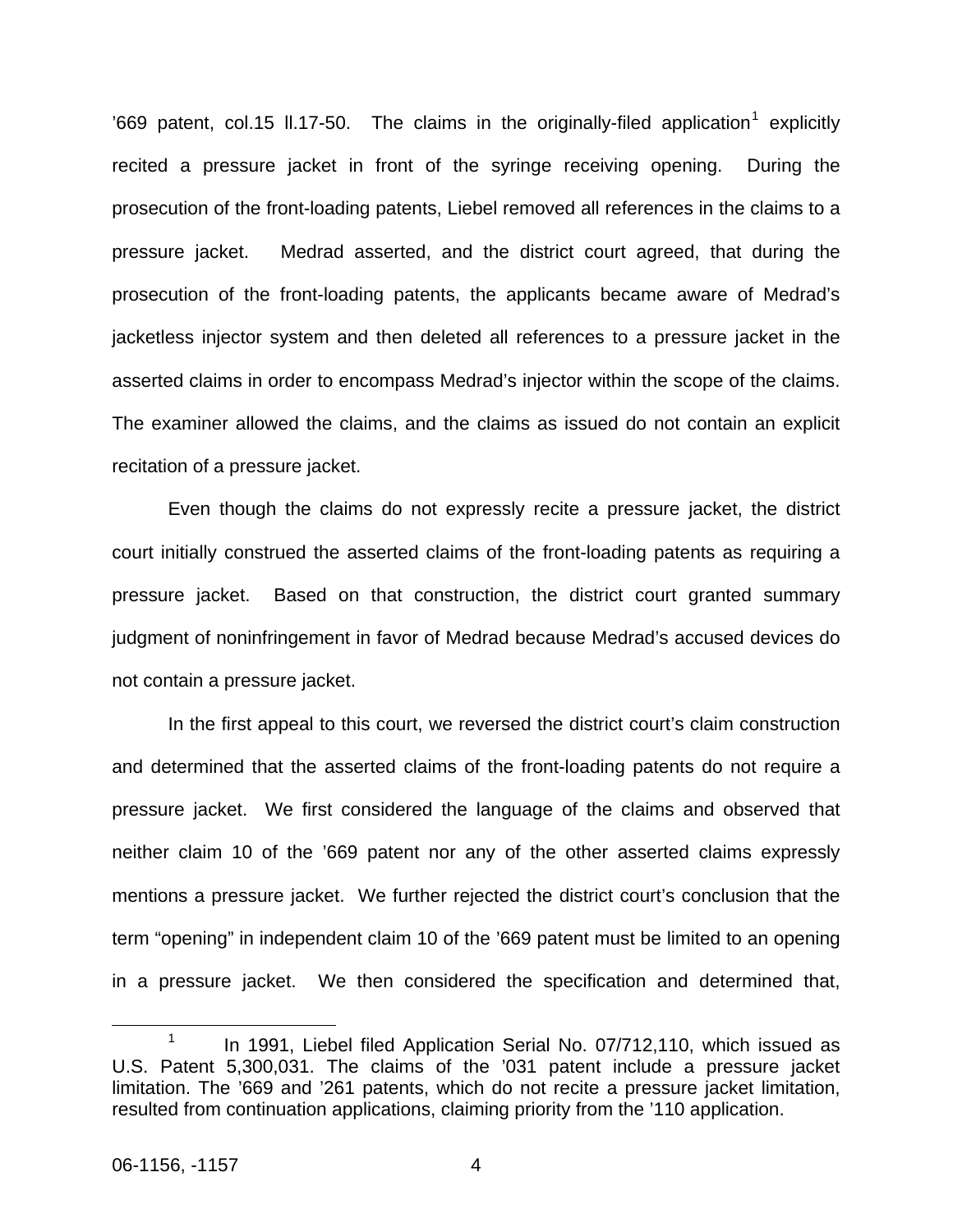’669 patent, col.15 ll.17-50. The claims in the originally-filed application[1] explicitly recited a pressure jacket in front of the syringe receiving opening. During the prosecution of the front-loading patents, Liebel removed all references in the claims to a pressure jacket. Medrad asserted, and the district court agreed, that during the prosecution of the front-loading patents, the applicants became aware of Medrad’s jacketless injector system and then deleted all references to a pressure jacket in the asserted claims in order to encompass Medrad’s injector within the scope of the claims. The examiner allowed the claims, and the claims as issued do not contain an explicit recitation of a pressure jacket.

Even though the claims do not expressly recite a pressure jacket, the district court initially construed the asserted claims of the front-loading patents as requiring a pressure jacket. Based on that construction, the district court granted summary judgment of noninfringement in favor of Medrad because Medrad’s accused devices do not contain a pressure jacket.

In the first appeal to this court, we reversed the district court’s claim construction and determined that the asserted claims of the front-loading patents do not require a pressure jacket. We first considered the language of the claims and observed that neither claim 10 of the ’669 patent nor any of the other asserted claims expressly mentions a pressure jacket. We further rejected the district court’s conclusion that the term “opening” in independent claim 10 of the ’669 patent must be limited to an opening in a pressure jacket. We then considered the specification and determined that,

---

[1] In 1991, Liebel filed Application Serial No. 07/712,110, which issued as U.S. Patent 5,300,031. The claims of the ’031 patent include a pressure jacket limitation. The ’669 and ’261 patents, which do not recite a pressure jacket limitation, resulted from continuation applications, claiming priority from the ’110 application.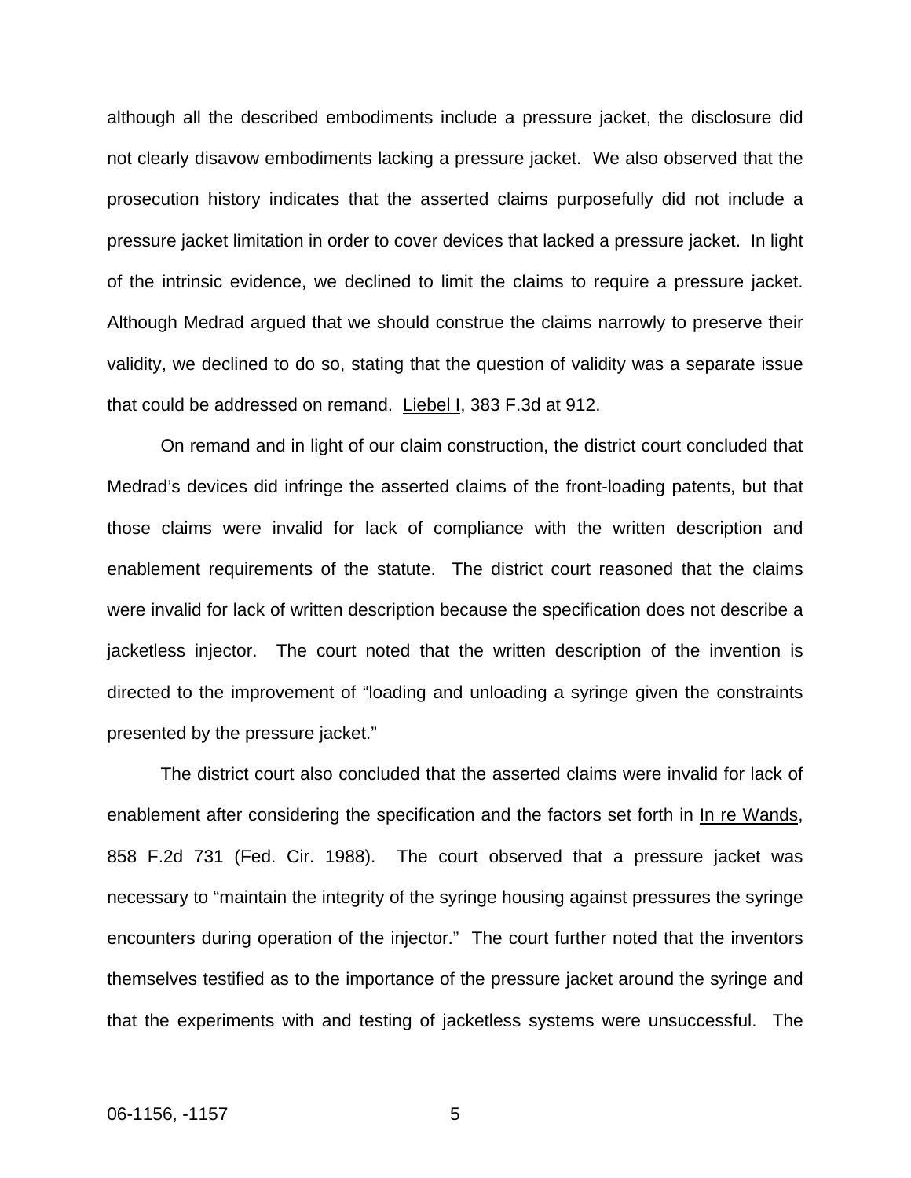although all the described embodiments include a pressure jacket, the disclosure did not clearly disavow embodiments lacking a pressure jacket. We also observed that the prosecution history indicates that the asserted claims purposefully did not include a pressure jacket limitation in order to cover devices that lacked a pressure jacket. In light of the intrinsic evidence, we declined to limit the claims to require a pressure jacket. Although Medrad argued that we should construe the claims narrowly to preserve their validity, we declined to do so, stating that the question of validity was a separate issue that could be addressed on remand. Liebel I, 383 F.3d at 912.

On remand and in light of our claim construction, the district court concluded that Medrad's devices did infringe the asserted claims of the front-loading patents, but that those claims were invalid for lack of compliance with the written description and enablement requirements of the statute. The district court reasoned that the claims were invalid for lack of written description because the specification does not describe a jacketless injector. The court noted that the written description of the invention is directed to the improvement of "loading and unloading a syringe given the constraints presented by the pressure jacket."

The district court also concluded that the asserted claims were invalid for lack of enablement after considering the specification and the factors set forth in In re Wands, 858 F.2d 731 (Fed. Cir. 1988). The court observed that a pressure jacket was necessary to "maintain the integrity of the syringe housing against pressures the syringe encounters during operation of the injector." The court further noted that the inventors themselves testified as to the importance of the pressure jacket around the syringe and that the experiments with and testing of jacketless systems were unsuccessful. The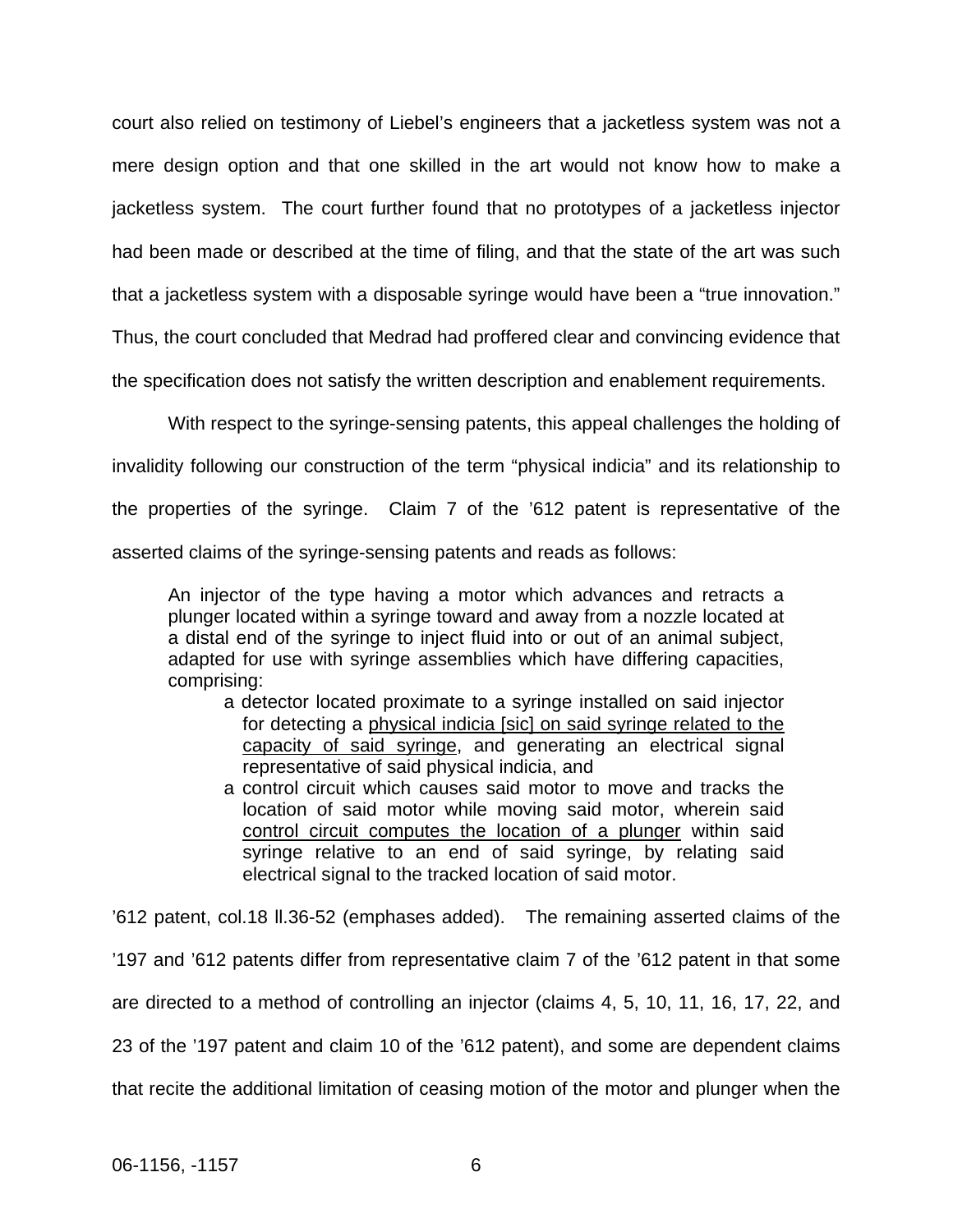court also relied on testimony of Liebel's engineers that a jacketless system was not a mere design option and that one skilled in the art would not know how to make a jacketless system. The court further found that no prototypes of a jacketless injector had been made or described at the time of filing, and that the state of the art was such that a jacketless system with a disposable syringe would have been a "true innovation." Thus, the court concluded that Medrad had proffered clear and convincing evidence that the specification does not satisfy the written description and enablement requirements.

With respect to the syringe-sensing patents, this appeal challenges the holding of invalidity following our construction of the term "physical indicia" and its relationship to the properties of the syringe. Claim 7 of the '612 patent is representative of the asserted claims of the syringe-sensing patents and reads as follows:

> An injector of the type having a motor which advances and retracts a plunger located within a syringe toward and away from a nozzle located at a distal end of the syringe to inject fluid into or out of an animal subject, adapted for use with syringe assemblies which have differing capacities, comprising:
>
> a detector located proximate to a syringe installed on said injector for detecting a <u>physical indicia [sic] on said syringe related to the capacity of said syringe</u>, and generating an electrical signal representative of said physical indicia, and
>
> a control circuit which causes said motor to move and tracks the location of said motor while moving said motor, wherein said <u>control circuit computes the location of a plunger</u> within said syringe relative to an end of said syringe, by relating said electrical signal to the tracked location of said motor.

'612 patent, col.18 ll.36-52 (emphases added). The remaining asserted claims of the '197 and '612 patents differ from representative claim 7 of the '612 patent in that some are directed to a method of controlling an injector (claims 4, 5, 10, 11, 16, 17, 22, and 23 of the '197 patent and claim 10 of the '612 patent), and some are dependent claims that recite the additional limitation of ceasing motion of the motor and plunger when the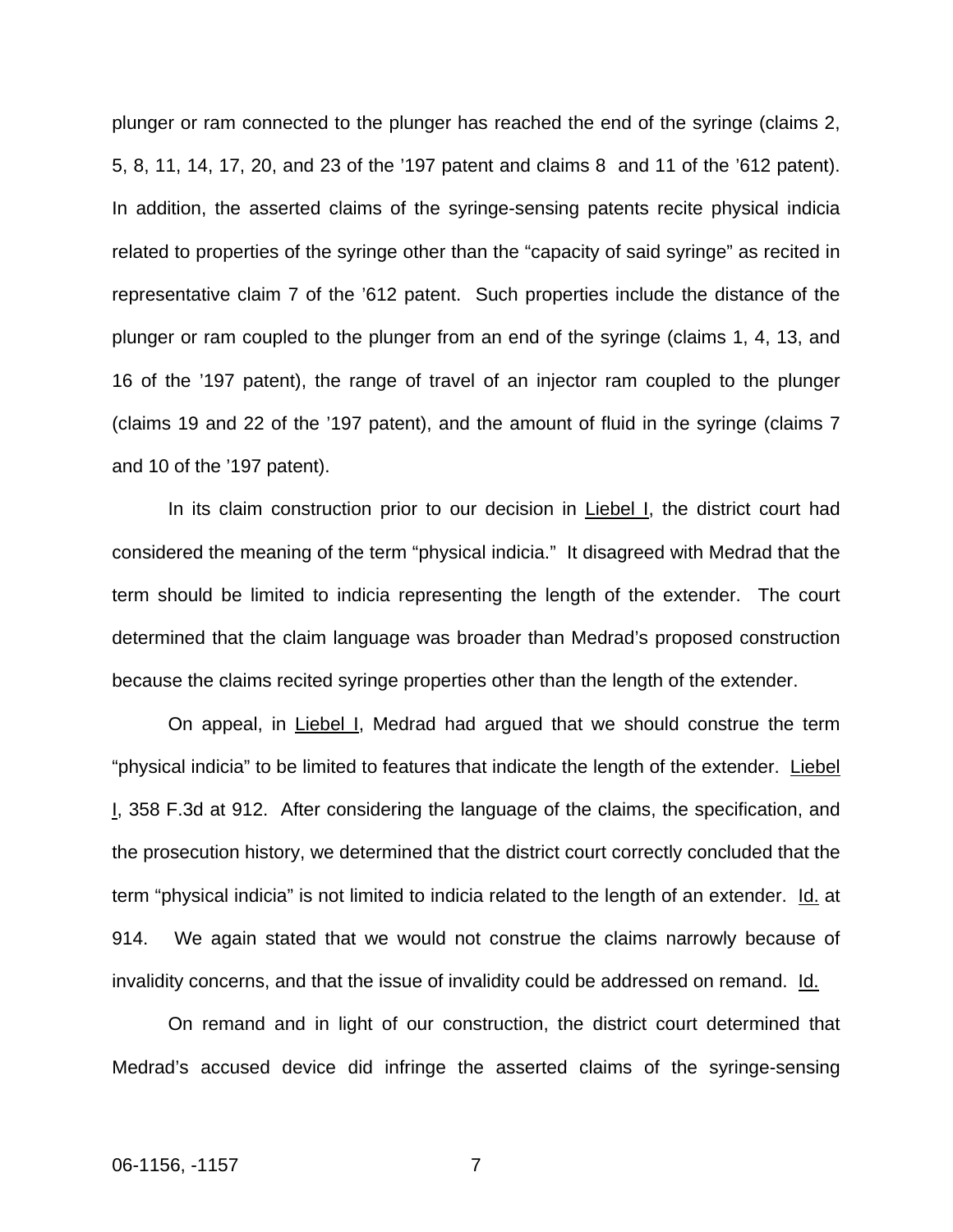plunger or ram connected to the plunger has reached the end of the syringe (claims 2, 5, 8, 11, 14, 17, 20, and 23 of the ’197 patent and claims 8 and 11 of the ’612 patent). In addition, the asserted claims of the syringe-sensing patents recite physical indicia related to properties of the syringe other than the “capacity of said syringe” as recited in representative claim 7 of the ’612 patent. Such properties include the distance of the plunger or ram coupled to the plunger from an end of the syringe (claims 1, 4, 13, and 16 of the ’197 patent), the range of travel of an injector ram coupled to the plunger (claims 19 and 22 of the ’197 patent), and the amount of fluid in the syringe (claims 7 and 10 of the ’197 patent).

In its claim construction prior to our decision in Liebel I, the district court had considered the meaning of the term “physical indicia.” It disagreed with Medrad that the term should be limited to indicia representing the length of the extender. The court determined that the claim language was broader than Medrad’s proposed construction because the claims recited syringe properties other than the length of the extender.

On appeal, in Liebel I, Medrad had argued that we should construe the term “physical indicia” to be limited to features that indicate the length of the extender. Liebel I, 358 F.3d at 912. After considering the language of the claims, the specification, and the prosecution history, we determined that the district court correctly concluded that the term “physical indicia” is not limited to indicia related to the length of an extender. Id. at 914. We again stated that we would not construe the claims narrowly because of invalidity concerns, and that the issue of invalidity could be addressed on remand. Id.

On remand and in light of our construction, the district court determined that Medrad’s accused device did infringe the asserted claims of the syringe-sensing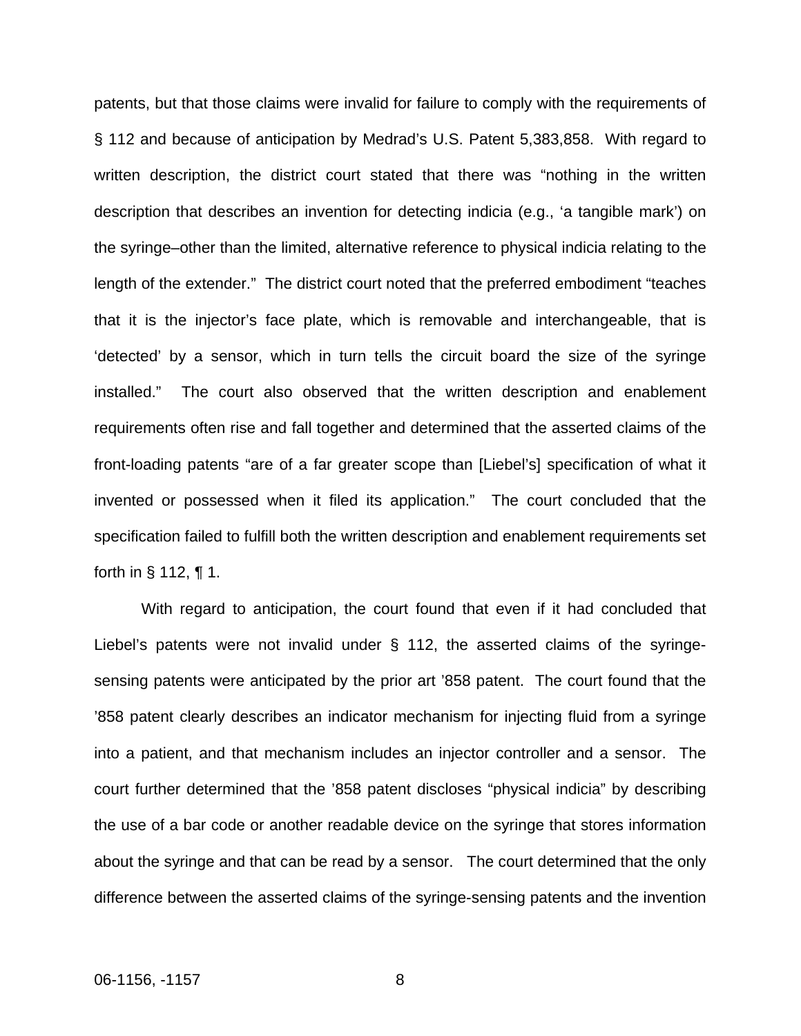patents, but that those claims were invalid for failure to comply with the requirements of § 112 and because of anticipation by Medrad's U.S. Patent 5,383,858. With regard to written description, the district court stated that there was "nothing in the written description that describes an invention for detecting indicia (e.g., 'a tangible mark') on the syringe–other than the limited, alternative reference to physical indicia relating to the length of the extender." The district court noted that the preferred embodiment "teaches that it is the injector's face plate, which is removable and interchangeable, that is 'detected' by a sensor, which in turn tells the circuit board the size of the syringe installed." The court also observed that the written description and enablement requirements often rise and fall together and determined that the asserted claims of the front-loading patents "are of a far greater scope than [Liebel's] specification of what it invented or possessed when it filed its application." The court concluded that the specification failed to fulfill both the written description and enablement requirements set forth in § 112, ¶ 1.

With regard to anticipation, the court found that even if it had concluded that Liebel's patents were not invalid under § 112, the asserted claims of the syringe-sensing patents were anticipated by the prior art '858 patent. The court found that the '858 patent clearly describes an indicator mechanism for injecting fluid from a syringe into a patient, and that mechanism includes an injector controller and a sensor. The court further determined that the '858 patent discloses "physical indicia" by describing the use of a bar code or another readable device on the syringe that stores information about the syringe and that can be read by a sensor. The court determined that the only difference between the asserted claims of the syringe-sensing patents and the invention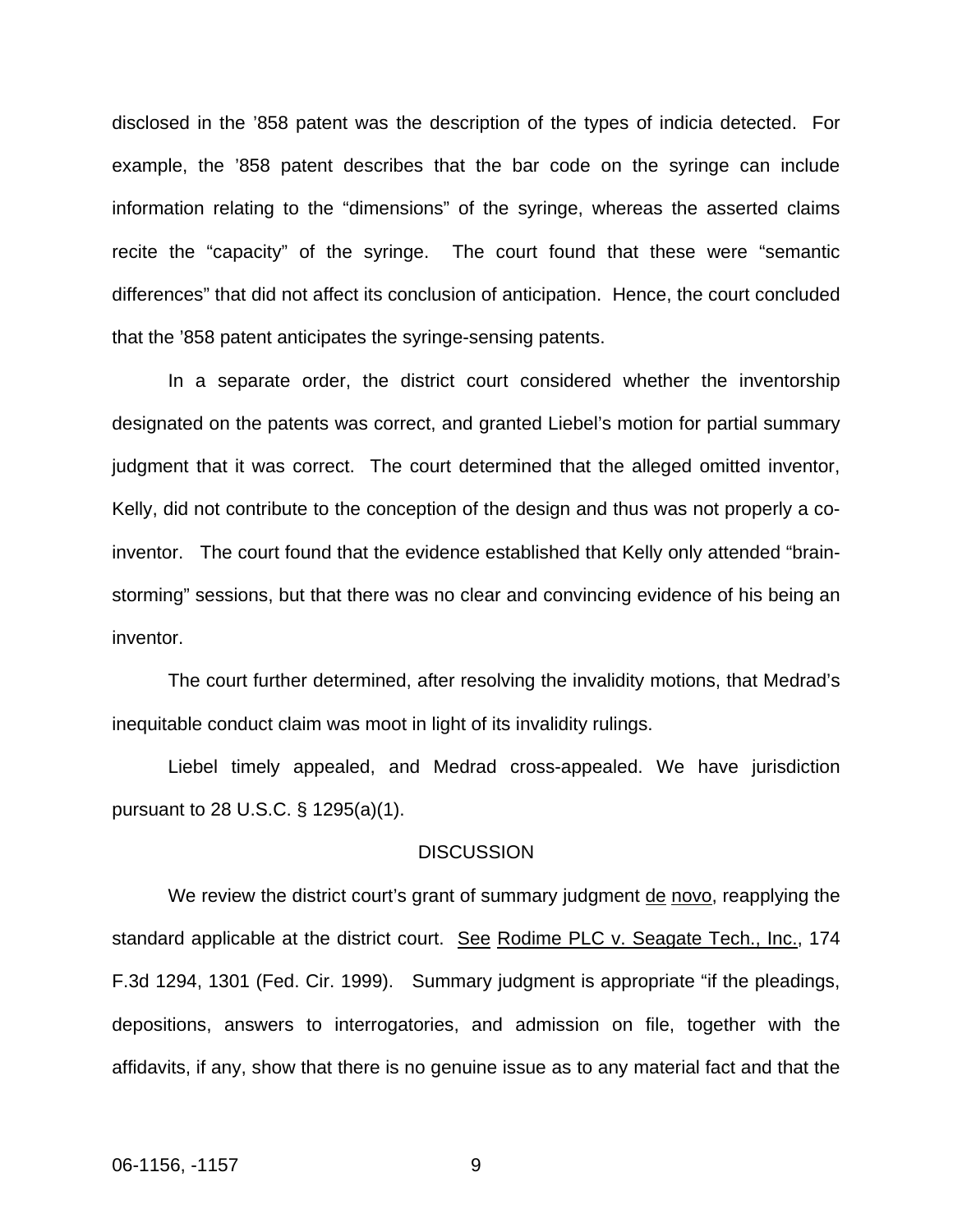disclosed in the '858 patent was the description of the types of indicia detected. For example, the '858 patent describes that the bar code on the syringe can include information relating to the "dimensions" of the syringe, whereas the asserted claims recite the "capacity" of the syringe. The court found that these were "semantic differences" that did not affect its conclusion of anticipation. Hence, the court concluded that the '858 patent anticipates the syringe-sensing patents.

In a separate order, the district court considered whether the inventorship designated on the patents was correct, and granted Liebel's motion for partial summary judgment that it was correct. The court determined that the alleged omitted inventor, Kelly, did not contribute to the conception of the design and thus was not properly a co-inventor. The court found that the evidence established that Kelly only attended "brain-storming" sessions, but that there was no clear and convincing evidence of his being an inventor.

The court further determined, after resolving the invalidity motions, that Medrad's inequitable conduct claim was moot in light of its invalidity rulings.

Liebel timely appealed, and Medrad cross-appealed. We have jurisdiction pursuant to 28 U.S.C. § 1295(a)(1).

## DISCUSSION

We review the district court's grant of summary judgment de novo, reapplying the standard applicable at the district court. See Rodime PLC v. Seagate Tech., Inc., 174 F.3d 1294, 1301 (Fed. Cir. 1999). Summary judgment is appropriate "if the pleadings, depositions, answers to interrogatories, and admission on file, together with the affidavits, if any, show that there is no genuine issue as to any material fact and that the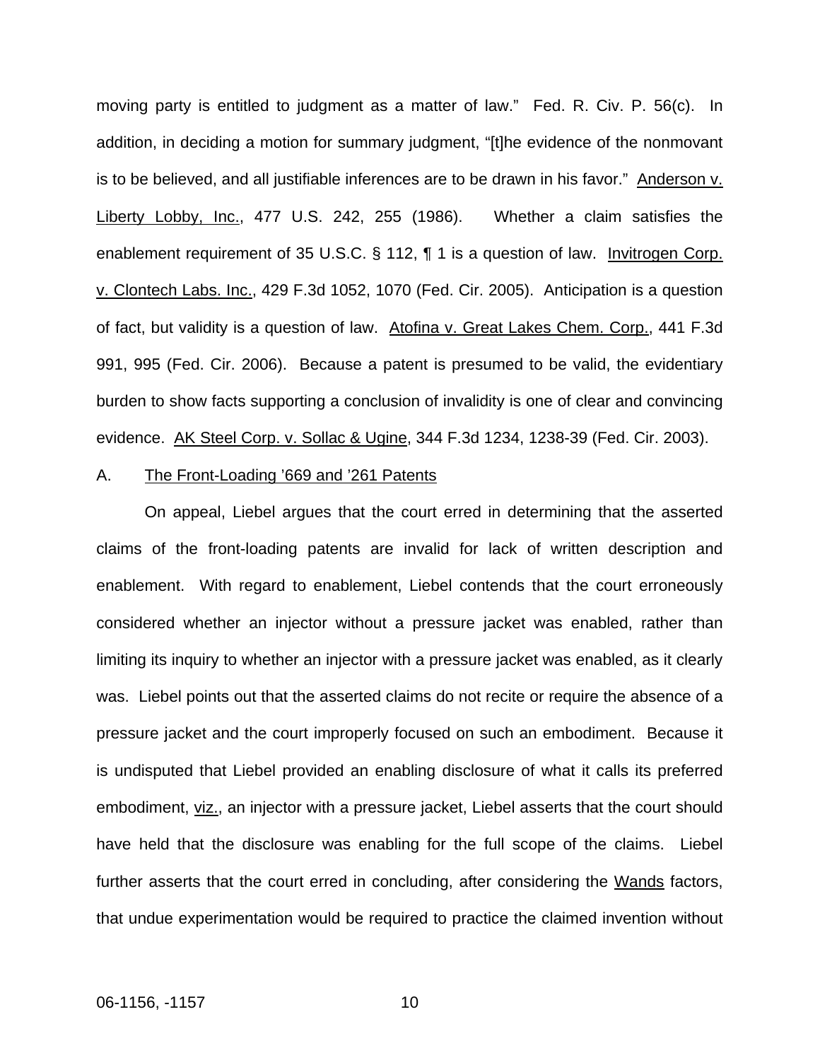moving party is entitled to judgment as a matter of law." Fed. R. Civ. P. 56(c). In addition, in deciding a motion for summary judgment, "[t]he evidence of the nonmovant is to be believed, and all justifiable inferences are to be drawn in his favor." Anderson v. Liberty Lobby, Inc., 477 U.S. 242, 255 (1986). Whether a claim satisfies the enablement requirement of 35 U.S.C. § 112, ¶ 1 is a question of law. Invitrogen Corp. v. Clontech Labs. Inc., 429 F.3d 1052, 1070 (Fed. Cir. 2005). Anticipation is a question of fact, but validity is a question of law. Atofina v. Great Lakes Chem. Corp., 441 F.3d 991, 995 (Fed. Cir. 2006). Because a patent is presumed to be valid, the evidentiary burden to show facts supporting a conclusion of invalidity is one of clear and convincing evidence. AK Steel Corp. v. Sollac & Ugine, 344 F.3d 1234, 1238-39 (Fed. Cir. 2003).

A. The Front-Loading '669 and '261 Patents

On appeal, Liebel argues that the court erred in determining that the asserted claims of the front-loading patents are invalid for lack of written description and enablement. With regard to enablement, Liebel contends that the court erroneously considered whether an injector without a pressure jacket was enabled, rather than limiting its inquiry to whether an injector with a pressure jacket was enabled, as it clearly was. Liebel points out that the asserted claims do not recite or require the absence of a pressure jacket and the court improperly focused on such an embodiment. Because it is undisputed that Liebel provided an enabling disclosure of what it calls its preferred embodiment, viz., an injector with a pressure jacket, Liebel asserts that the court should have held that the disclosure was enabling for the full scope of the claims. Liebel further asserts that the court erred in concluding, after considering the Wands factors, that undue experimentation would be required to practice the claimed invention without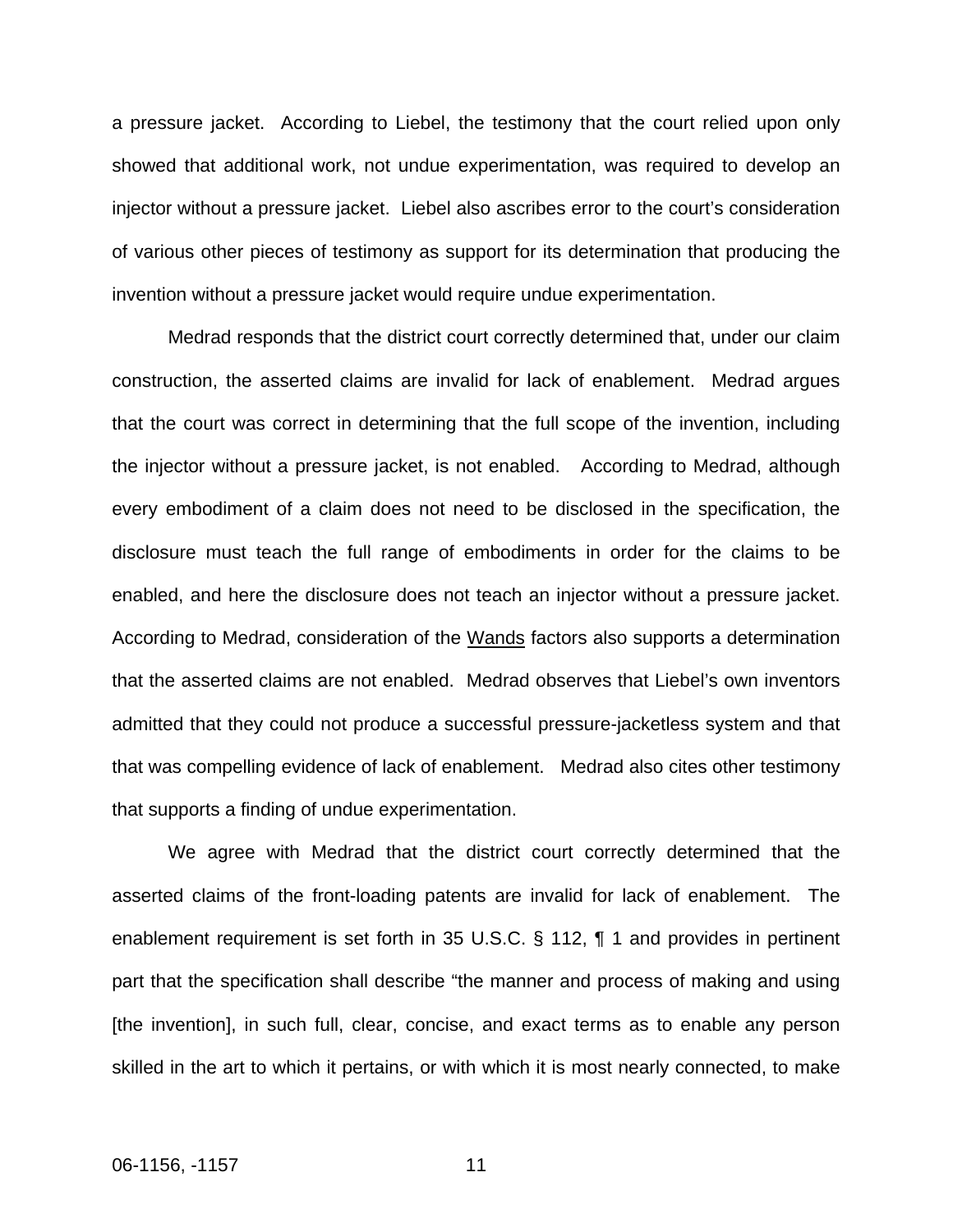a pressure jacket. According to Liebel, the testimony that the court relied upon only showed that additional work, not undue experimentation, was required to develop an injector without a pressure jacket. Liebel also ascribes error to the court's consideration of various other pieces of testimony as support for its determination that producing the invention without a pressure jacket would require undue experimentation.

Medrad responds that the district court correctly determined that, under our claim construction, the asserted claims are invalid for lack of enablement. Medrad argues that the court was correct in determining that the full scope of the invention, including the injector without a pressure jacket, is not enabled. According to Medrad, although every embodiment of a claim does not need to be disclosed in the specification, the disclosure must teach the full range of embodiments in order for the claims to be enabled, and here the disclosure does not teach an injector without a pressure jacket. According to Medrad, consideration of the Wands factors also supports a determination that the asserted claims are not enabled. Medrad observes that Liebel's own inventors admitted that they could not produce a successful pressure-jacketless system and that that was compelling evidence of lack of enablement. Medrad also cites other testimony that supports a finding of undue experimentation.

We agree with Medrad that the district court correctly determined that the asserted claims of the front-loading patents are invalid for lack of enablement. The enablement requirement is set forth in 35 U.S.C. § 112, ¶ 1 and provides in pertinent part that the specification shall describe "the manner and process of making and using [the invention], in such full, clear, concise, and exact terms as to enable any person skilled in the art to which it pertains, or with which it is most nearly connected, to make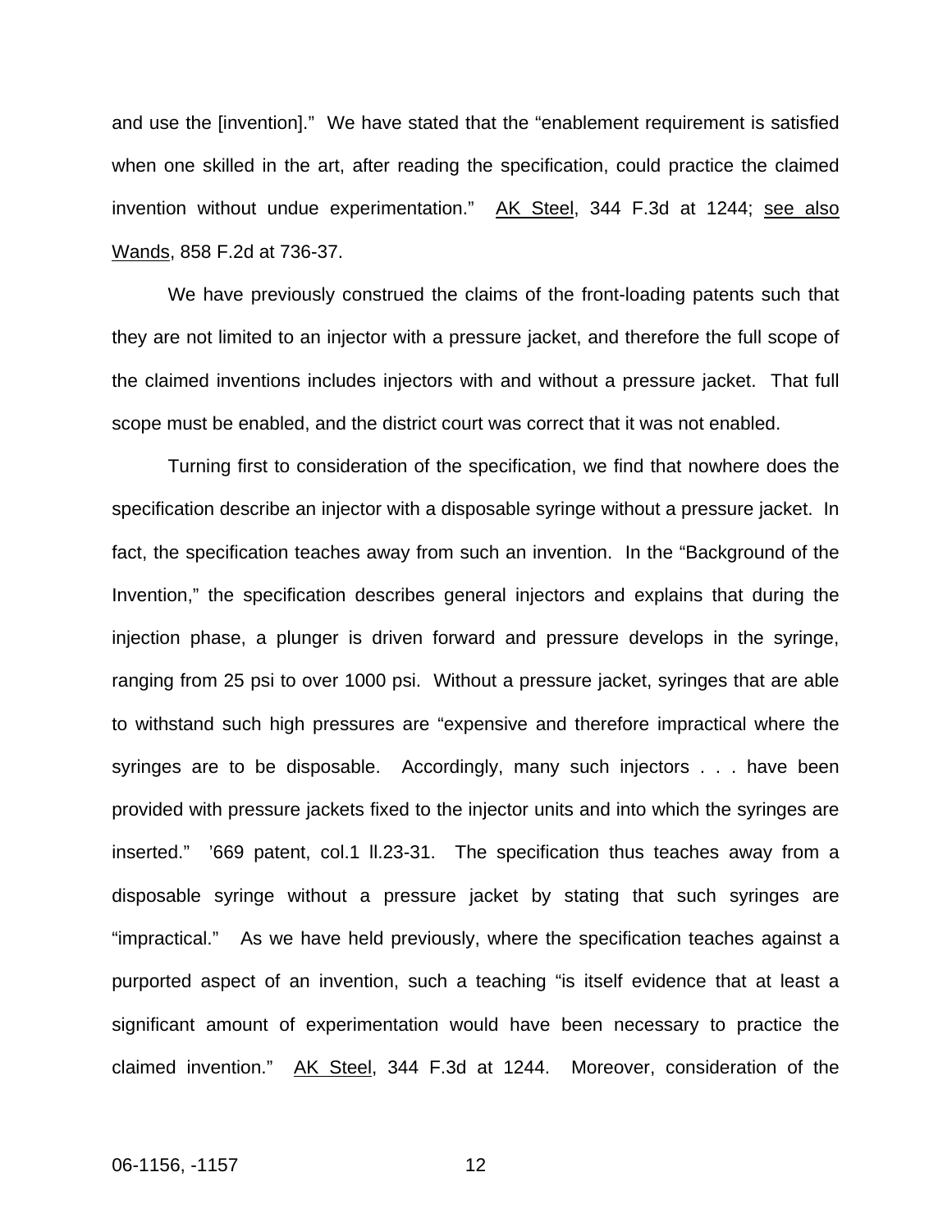and use the [invention]." We have stated that the "enablement requirement is satisfied when one skilled in the art, after reading the specification, could practice the claimed invention without undue experimentation." AK Steel, 344 F.3d at 1244; see also Wands, 858 F.2d at 736-37.

We have previously construed the claims of the front-loading patents such that they are not limited to an injector with a pressure jacket, and therefore the full scope of the claimed inventions includes injectors with and without a pressure jacket. That full scope must be enabled, and the district court was correct that it was not enabled.

Turning first to consideration of the specification, we find that nowhere does the specification describe an injector with a disposable syringe without a pressure jacket. In fact, the specification teaches away from such an invention. In the "Background of the Invention," the specification describes general injectors and explains that during the injection phase, a plunger is driven forward and pressure develops in the syringe, ranging from 25 psi to over 1000 psi. Without a pressure jacket, syringes that are able to withstand such high pressures are "expensive and therefore impractical where the syringes are to be disposable. Accordingly, many such injectors . . . have been provided with pressure jackets fixed to the injector units and into which the syringes are inserted." '669 patent, col.1 ll.23-31. The specification thus teaches away from a disposable syringe without a pressure jacket by stating that such syringes are "impractical." As we have held previously, where the specification teaches against a purported aspect of an invention, such a teaching "is itself evidence that at least a significant amount of experimentation would have been necessary to practice the claimed invention." AK Steel, 344 F.3d at 1244. Moreover, consideration of the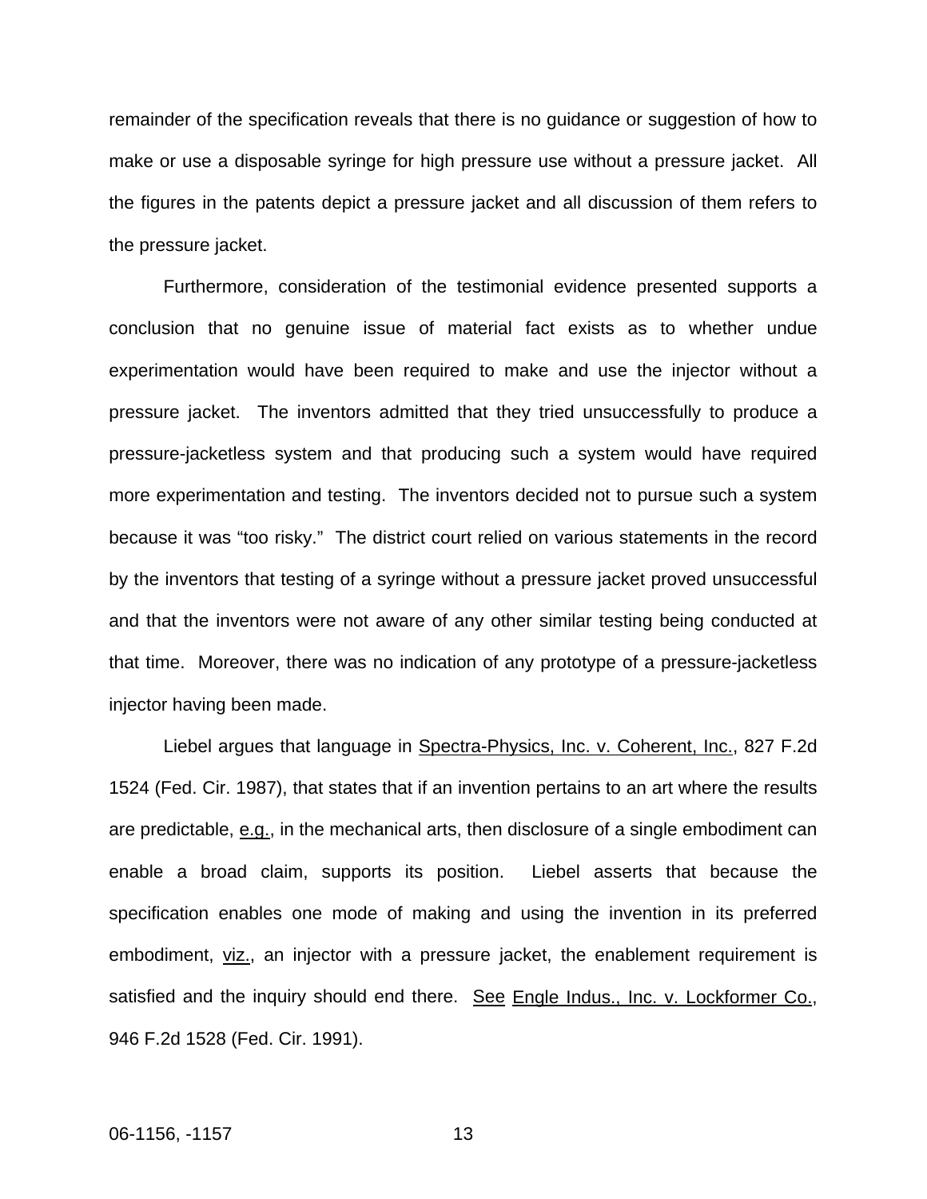remainder of the specification reveals that there is no guidance or suggestion of how to make or use a disposable syringe for high pressure use without a pressure jacket. All the figures in the patents depict a pressure jacket and all discussion of them refers to the pressure jacket.

Furthermore, consideration of the testimonial evidence presented supports a conclusion that no genuine issue of material fact exists as to whether undue experimentation would have been required to make and use the injector without a pressure jacket. The inventors admitted that they tried unsuccessfully to produce a pressure-jacketless system and that producing such a system would have required more experimentation and testing. The inventors decided not to pursue such a system because it was "too risky." The district court relied on various statements in the record by the inventors that testing of a syringe without a pressure jacket proved unsuccessful and that the inventors were not aware of any other similar testing being conducted at that time. Moreover, there was no indication of any prototype of a pressure-jacketless injector having been made.

Liebel argues that language in Spectra-Physics, Inc. v. Coherent, Inc., 827 F.2d 1524 (Fed. Cir. 1987), that states that if an invention pertains to an art where the results are predictable, e.g., in the mechanical arts, then disclosure of a single embodiment can enable a broad claim, supports its position. Liebel asserts that because the specification enables one mode of making and using the invention in its preferred embodiment, viz., an injector with a pressure jacket, the enablement requirement is satisfied and the inquiry should end there. See Engle Indus., Inc. v. Lockformer Co., 946 F.2d 1528 (Fed. Cir. 1991).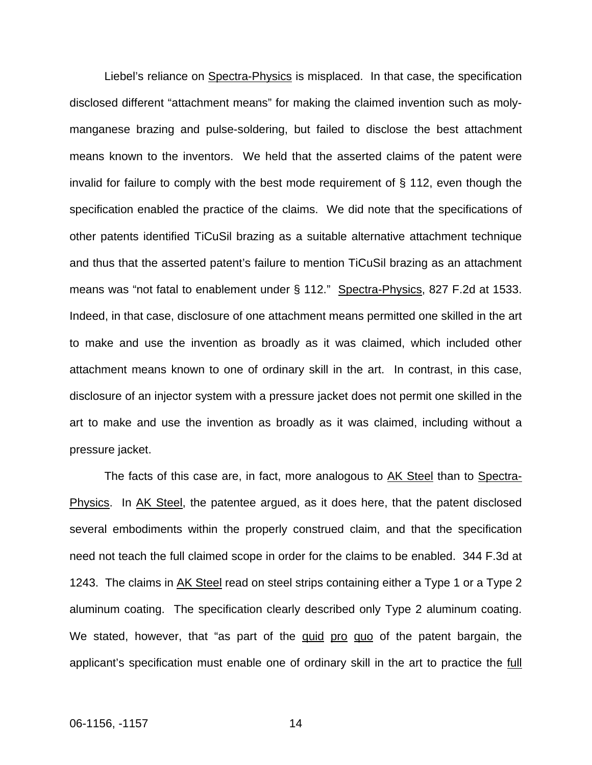Liebel's reliance on Spectra-Physics is misplaced. In that case, the specification disclosed different "attachment means" for making the claimed invention such as moly-manganese brazing and pulse-soldering, but failed to disclose the best attachment means known to the inventors. We held that the asserted claims of the patent were invalid for failure to comply with the best mode requirement of § 112, even though the specification enabled the practice of the claims. We did note that the specifications of other patents identified TiCuSil brazing as a suitable alternative attachment technique and thus that the asserted patent's failure to mention TiCuSil brazing as an attachment means was "not fatal to enablement under § 112." Spectra-Physics, 827 F.2d at 1533. Indeed, in that case, disclosure of one attachment means permitted one skilled in the art to make and use the invention as broadly as it was claimed, which included other attachment means known to one of ordinary skill in the art. In contrast, in this case, disclosure of an injector system with a pressure jacket does not permit one skilled in the art to make and use the invention as broadly as it was claimed, including without a pressure jacket.

The facts of this case are, in fact, more analogous to AK Steel than to Spectra-Physics. In AK Steel, the patentee argued, as it does here, that the patent disclosed several embodiments within the properly construed claim, and that the specification need not teach the full claimed scope in order for the claims to be enabled. 344 F.3d at 1243. The claims in AK Steel read on steel strips containing either a Type 1 or a Type 2 aluminum coating. The specification clearly described only Type 2 aluminum coating. We stated, however, that "as part of the quid pro quo of the patent bargain, the applicant's specification must enable one of ordinary skill in the art to practice the full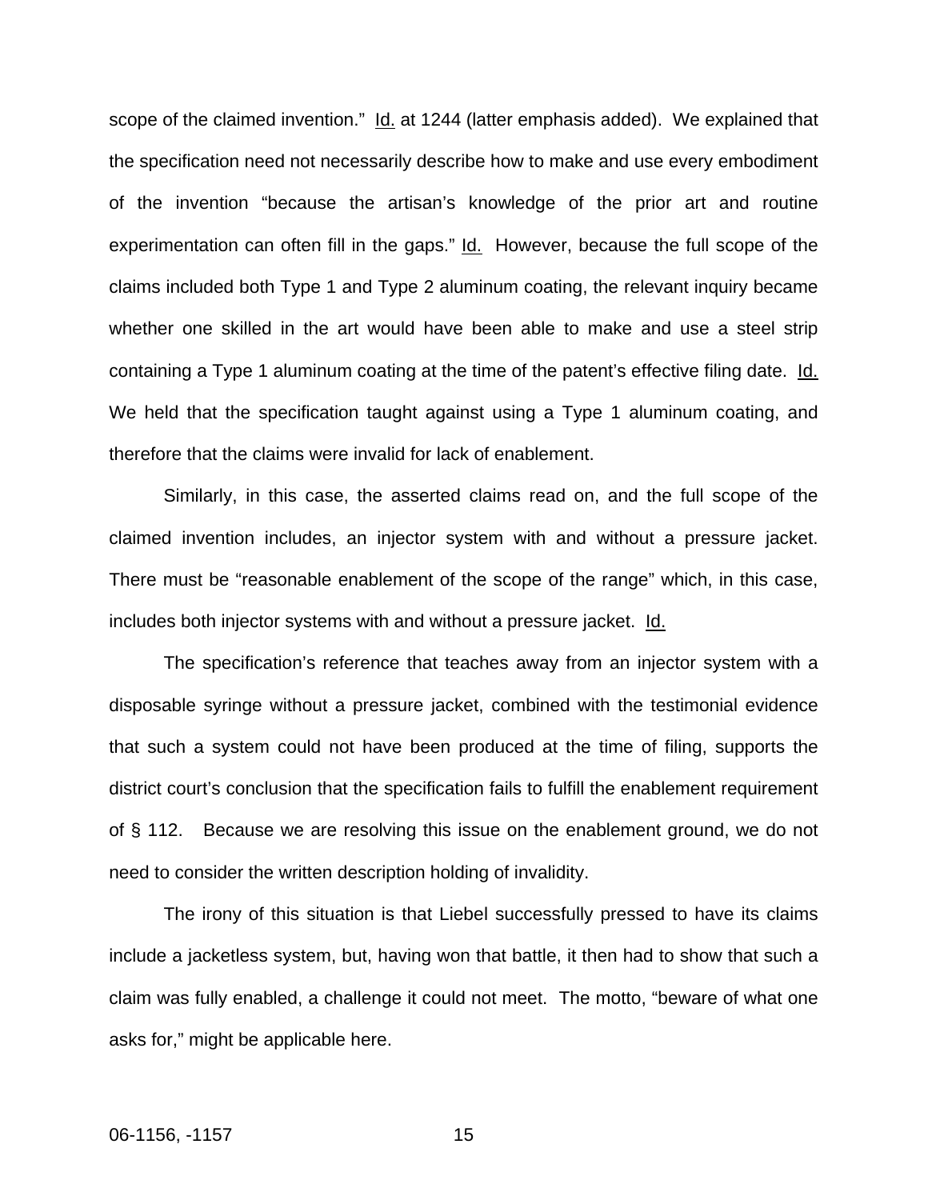scope of the claimed invention." Id. at 1244 (latter emphasis added). We explained that the specification need not necessarily describe how to make and use every embodiment of the invention "because the artisan's knowledge of the prior art and routine experimentation can often fill in the gaps." Id. However, because the full scope of the claims included both Type 1 and Type 2 aluminum coating, the relevant inquiry became whether one skilled in the art would have been able to make and use a steel strip containing a Type 1 aluminum coating at the time of the patent's effective filing date. Id. We held that the specification taught against using a Type 1 aluminum coating, and therefore that the claims were invalid for lack of enablement.

Similarly, in this case, the asserted claims read on, and the full scope of the claimed invention includes, an injector system with and without a pressure jacket. There must be "reasonable enablement of the scope of the range" which, in this case, includes both injector systems with and without a pressure jacket. Id.

The specification's reference that teaches away from an injector system with a disposable syringe without a pressure jacket, combined with the testimonial evidence that such a system could not have been produced at the time of filing, supports the district court's conclusion that the specification fails to fulfill the enablement requirement of § 112. Because we are resolving this issue on the enablement ground, we do not need to consider the written description holding of invalidity.

The irony of this situation is that Liebel successfully pressed to have its claims include a jacketless system, but, having won that battle, it then had to show that such a claim was fully enabled, a challenge it could not meet. The motto, "beware of what one asks for," might be applicable here.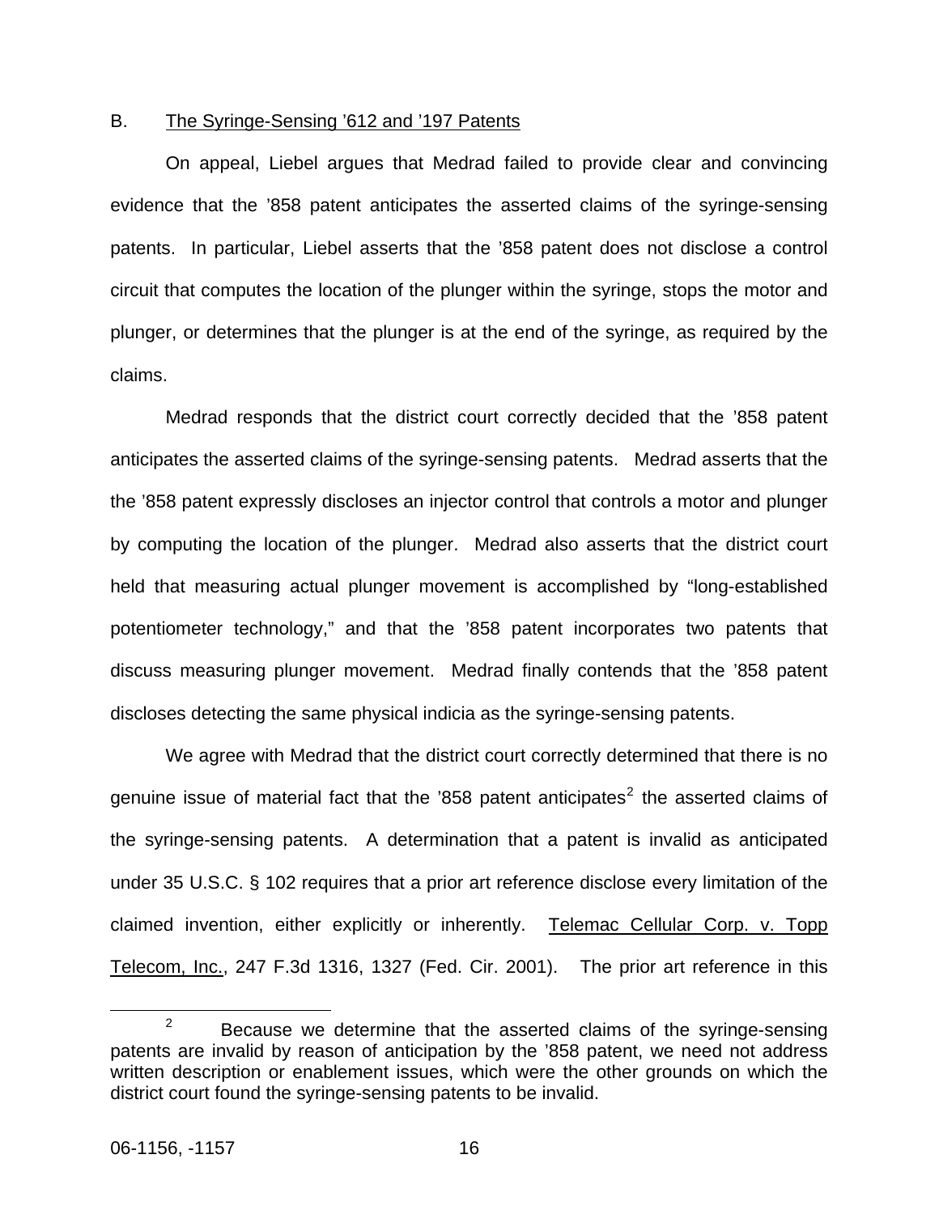B. The Syringe-Sensing ’612 and ’197 Patents

On appeal, Liebel argues that Medrad failed to provide clear and convincing evidence that the ’858 patent anticipates the asserted claims of the syringe-sensing patents. In particular, Liebel asserts that the ’858 patent does not disclose a control circuit that computes the location of the plunger within the syringe, stops the motor and plunger, or determines that the plunger is at the end of the syringe, as required by the claims.

Medrad responds that the district court correctly decided that the ’858 patent anticipates the asserted claims of the syringe-sensing patents. Medrad asserts that the the ’858 patent expressly discloses an injector control that controls a motor and plunger by computing the location of the plunger. Medrad also asserts that the district court held that measuring actual plunger movement is accomplished by “long-established potentiometer technology,” and that the ’858 patent incorporates two patents that discuss measuring plunger movement. Medrad finally contends that the ’858 patent discloses detecting the same physical indicia as the syringe-sensing patents.

We agree with Medrad that the district court correctly determined that there is no genuine issue of material fact that the ’858 patent anticipates[2] the asserted claims of the syringe-sensing patents. A determination that a patent is invalid as anticipated under 35 U.S.C. § 102 requires that a prior art reference disclose every limitation of the claimed invention, either explicitly or inherently. Telemac Cellular Corp. v. Topp Telecom, Inc., 247 F.3d 1316, 1327 (Fed. Cir. 2001). The prior art reference in this

[2] Because we determine that the asserted claims of the syringe-sensing patents are invalid by reason of anticipation by the ’858 patent, we need not address written description or enablement issues, which were the other grounds on which the district court found the syringe-sensing patents to be invalid.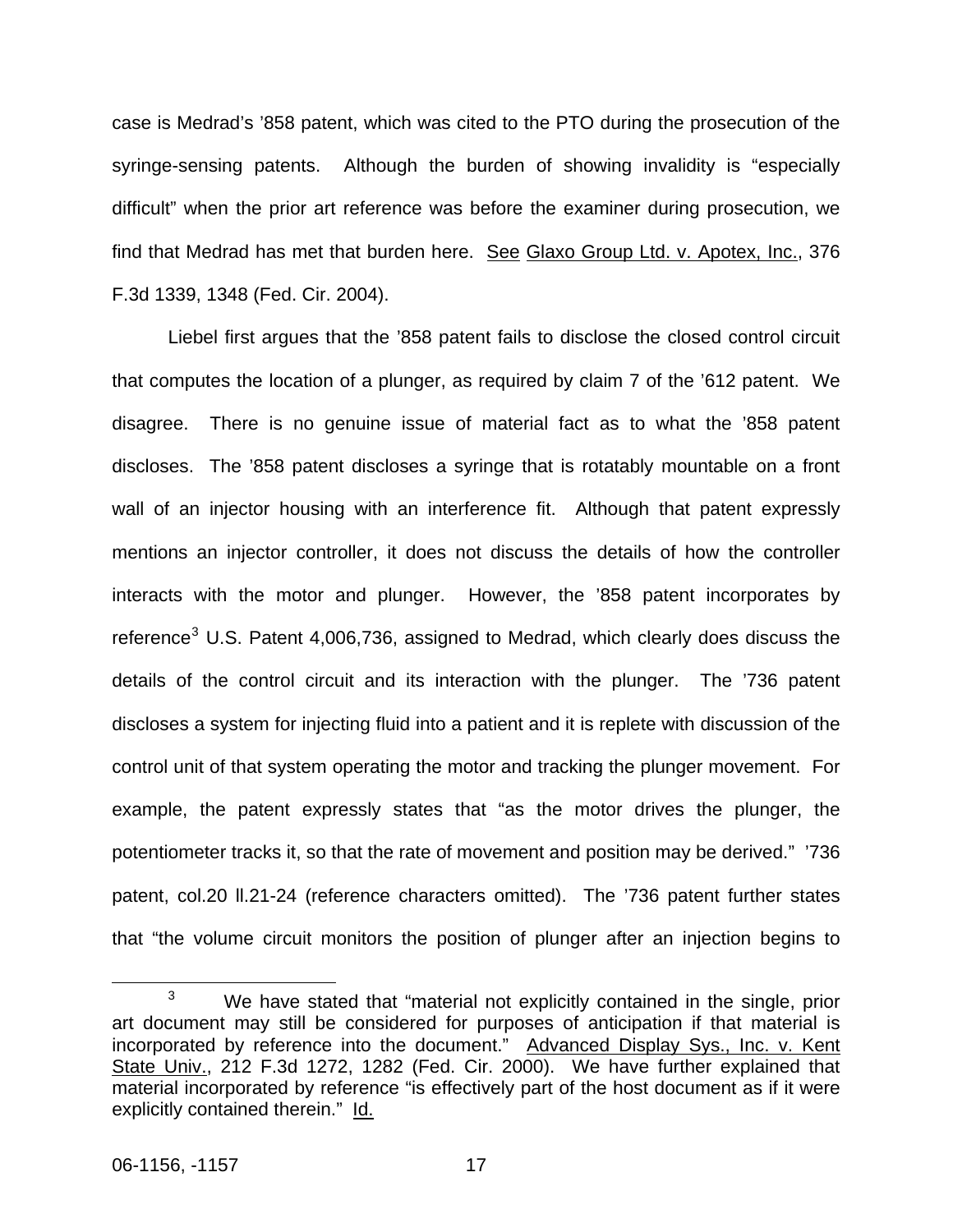case is Medrad's '858 patent, which was cited to the PTO during the prosecution of the syringe-sensing patents. Although the burden of showing invalidity is "especially difficult" when the prior art reference was before the examiner during prosecution, we find that Medrad has met that burden here. See Glaxo Group Ltd. v. Apotex, Inc., 376 F.3d 1339, 1348 (Fed. Cir. 2004).

Liebel first argues that the '858 patent fails to disclose the closed control circuit that computes the location of a plunger, as required by claim 7 of the '612 patent. We disagree. There is no genuine issue of material fact as to what the '858 patent discloses. The '858 patent discloses a syringe that is rotatably mountable on a front wall of an injector housing with an interference fit. Although that patent expressly mentions an injector controller, it does not discuss the details of how the controller interacts with the motor and plunger. However, the '858 patent incorporates by reference[3] U.S. Patent 4,006,736, assigned to Medrad, which clearly does discuss the details of the control circuit and its interaction with the plunger. The '736 patent discloses a system for injecting fluid into a patient and it is replete with discussion of the control unit of that system operating the motor and tracking the plunger movement. For example, the patent expressly states that "as the motor drives the plunger, the potentiometer tracks it, so that the rate of movement and position may be derived." '736 patent, col.20 ll.21-24 (reference characters omitted). The '736 patent further states that "the volume circuit monitors the position of plunger after an injection begins to

[3] We have stated that "material not explicitly contained in the single, prior art document may still be considered for purposes of anticipation if that material is incorporated by reference into the document." Advanced Display Sys., Inc. v. Kent State Univ., 212 F.3d 1272, 1282 (Fed. Cir. 2000). We have further explained that material incorporated by reference "is effectively part of the host document as if it were explicitly contained therein." Id.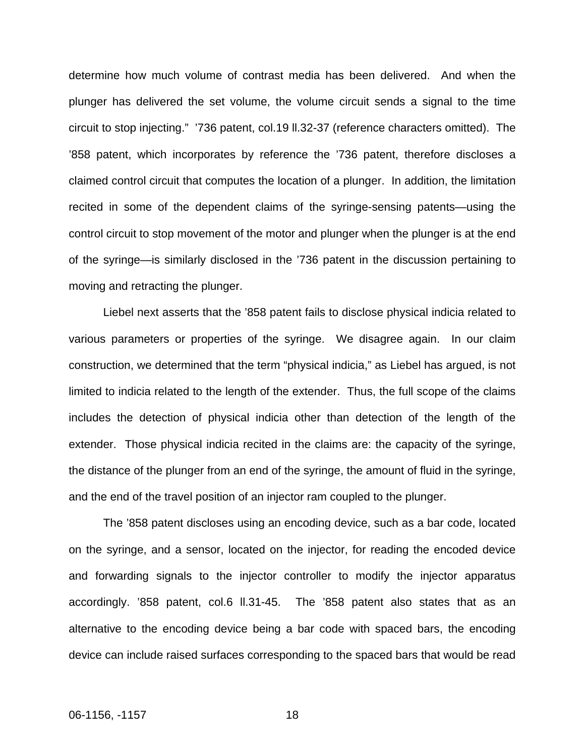determine how much volume of contrast media has been delivered. And when the plunger has delivered the set volume, the volume circuit sends a signal to the time circuit to stop injecting." '736 patent, col.19 ll.32-37 (reference characters omitted). The '858 patent, which incorporates by reference the '736 patent, therefore discloses a claimed control circuit that computes the location of a plunger. In addition, the limitation recited in some of the dependent claims of the syringe-sensing patents—using the control circuit to stop movement of the motor and plunger when the plunger is at the end of the syringe—is similarly disclosed in the '736 patent in the discussion pertaining to moving and retracting the plunger.

Liebel next asserts that the '858 patent fails to disclose physical indicia related to various parameters or properties of the syringe. We disagree again. In our claim construction, we determined that the term "physical indicia," as Liebel has argued, is not limited to indicia related to the length of the extender. Thus, the full scope of the claims includes the detection of physical indicia other than detection of the length of the extender. Those physical indicia recited in the claims are: the capacity of the syringe, the distance of the plunger from an end of the syringe, the amount of fluid in the syringe, and the end of the travel position of an injector ram coupled to the plunger.

The '858 patent discloses using an encoding device, such as a bar code, located on the syringe, and a sensor, located on the injector, for reading the encoded device and forwarding signals to the injector controller to modify the injector apparatus accordingly. '858 patent, col.6 ll.31-45. The '858 patent also states that as an alternative to the encoding device being a bar code with spaced bars, the encoding device can include raised surfaces corresponding to the spaced bars that would be read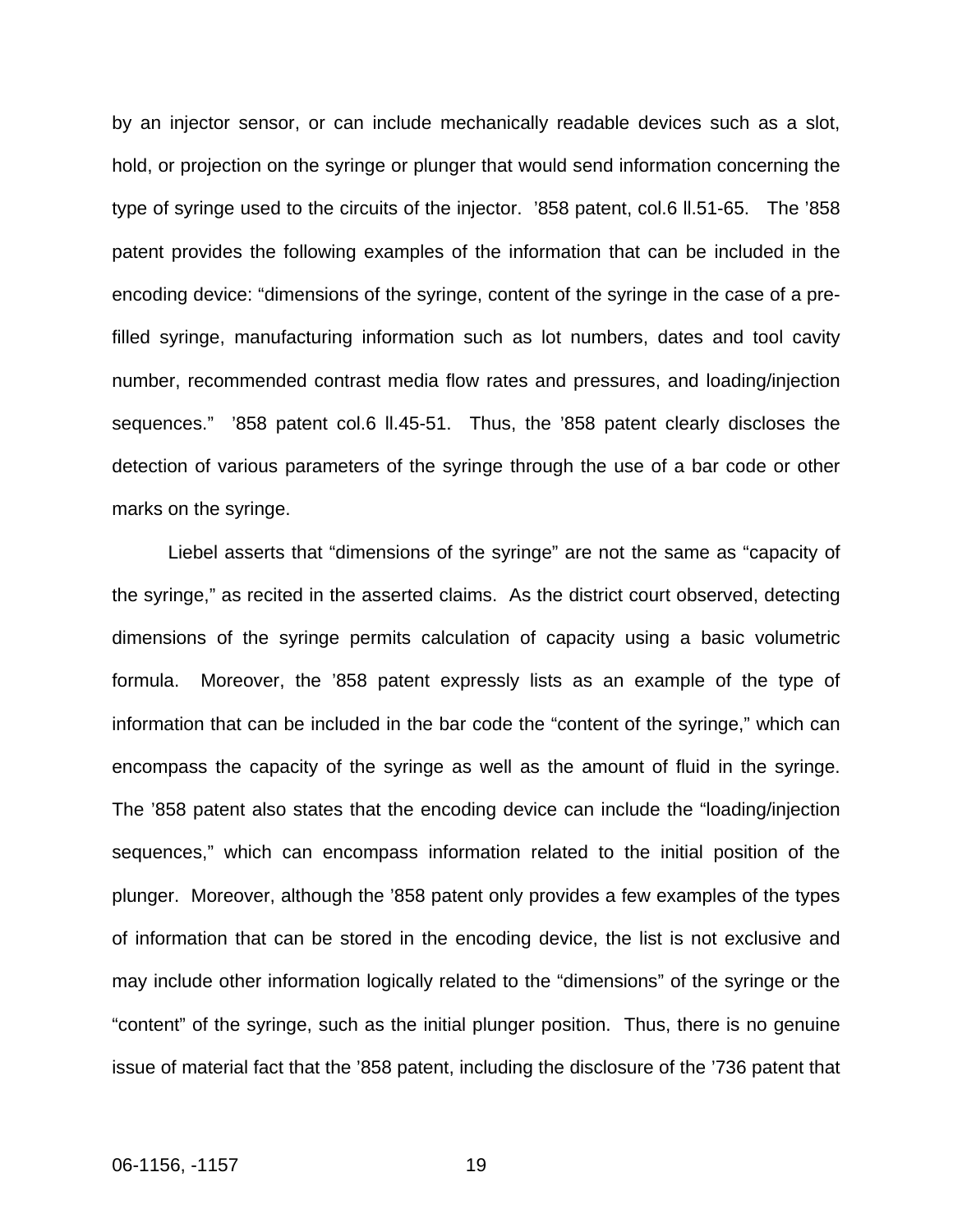by an injector sensor, or can include mechanically readable devices such as a slot, hold, or projection on the syringe or plunger that would send information concerning the type of syringe used to the circuits of the injector. ’858 patent, col.6 ll.51-65. The ’858 patent provides the following examples of the information that can be included in the encoding device: “dimensions of the syringe, content of the syringe in the case of a pre-filled syringe, manufacturing information such as lot numbers, dates and tool cavity number, recommended contrast media flow rates and pressures, and loading/injection sequences.” ’858 patent col.6 ll.45-51. Thus, the ’858 patent clearly discloses the detection of various parameters of the syringe through the use of a bar code or other marks on the syringe.

Liebel asserts that “dimensions of the syringe” are not the same as “capacity of the syringe,” as recited in the asserted claims. As the district court observed, detecting dimensions of the syringe permits calculation of capacity using a basic volumetric formula. Moreover, the ’858 patent expressly lists as an example of the type of information that can be included in the bar code the “content of the syringe,” which can encompass the capacity of the syringe as well as the amount of fluid in the syringe. The ’858 patent also states that the encoding device can include the “loading/injection sequences,” which can encompass information related to the initial position of the plunger. Moreover, although the ’858 patent only provides a few examples of the types of information that can be stored in the encoding device, the list is not exclusive and may include other information logically related to the “dimensions” of the syringe or the “content” of the syringe, such as the initial plunger position. Thus, there is no genuine issue of material fact that the ’858 patent, including the disclosure of the ’736 patent that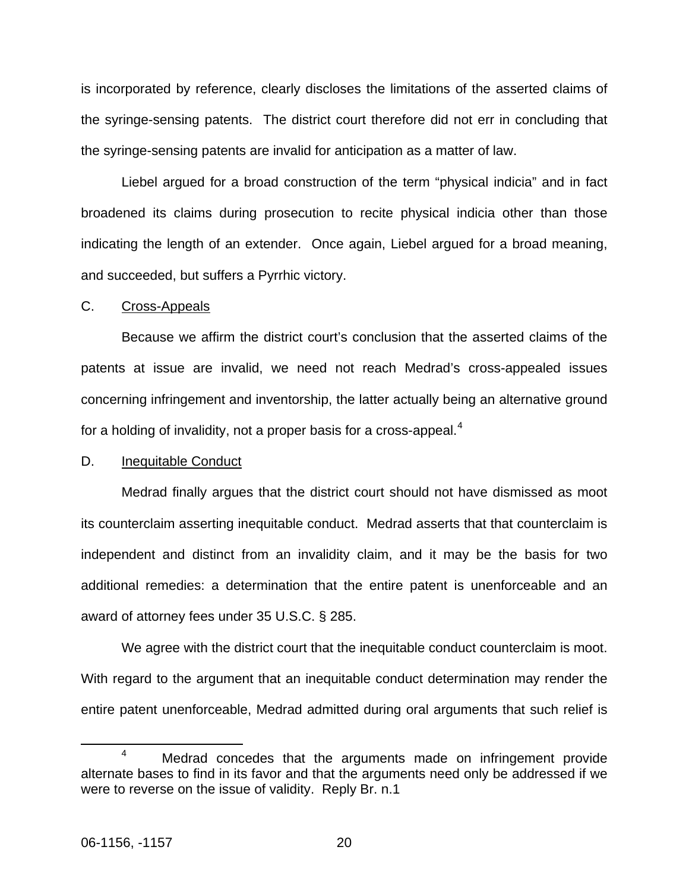is incorporated by reference, clearly discloses the limitations of the asserted claims of the syringe-sensing patents. The district court therefore did not err in concluding that the syringe-sensing patents are invalid for anticipation as a matter of law.

Liebel argued for a broad construction of the term "physical indicia" and in fact broadened its claims during prosecution to recite physical indicia other than those indicating the length of an extender. Once again, Liebel argued for a broad meaning, and succeeded, but suffers a Pyrrhic victory.

C. Cross-Appeals

Because we affirm the district court's conclusion that the asserted claims of the patents at issue are invalid, we need not reach Medrad's cross-appealed issues concerning infringement and inventorship, the latter actually being an alternative ground for a holding of invalidity, not a proper basis for a cross-appeal.[4]

D. Inequitable Conduct

Medrad finally argues that the district court should not have dismissed as moot its counterclaim asserting inequitable conduct. Medrad asserts that that counterclaim is independent and distinct from an invalidity claim, and it may be the basis for two additional remedies: a determination that the entire patent is unenforceable and an award of attorney fees under 35 U.S.C. § 285.

We agree with the district court that the inequitable conduct counterclaim is moot. With regard to the argument that an inequitable conduct determination may render the entire patent unenforceable, Medrad admitted during oral arguments that such relief is

[4] Medrad concedes that the arguments made on infringement provide alternate bases to find in its favor and that the arguments need only be addressed if we were to reverse on the issue of validity. Reply Br. n.1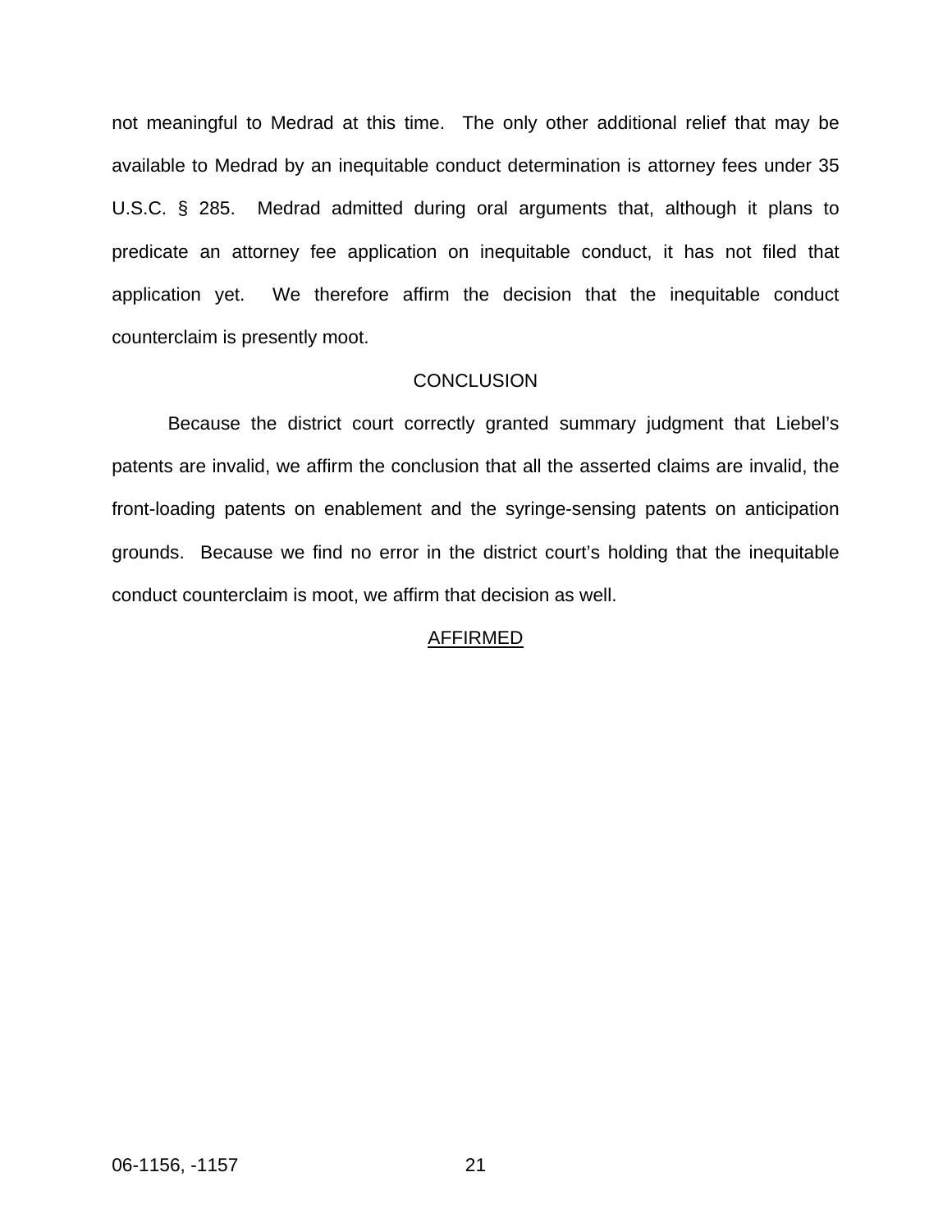not meaningful to Medrad at this time. The only other additional relief that may be available to Medrad by an inequitable conduct determination is attorney fees under 35 U.S.C. § 285. Medrad admitted during oral arguments that, although it plans to predicate an attorney fee application on inequitable conduct, it has not filed that application yet. We therefore affirm the decision that the inequitable conduct counterclaim is presently moot.

## CONCLUSION

Because the district court correctly granted summary judgment that Liebel's patents are invalid, we affirm the conclusion that all the asserted claims are invalid, the front-loading patents on enablement and the syringe-sensing patents on anticipation grounds. Because we find no error in the district court's holding that the inequitable conduct counterclaim is moot, we affirm that decision as well.

AFFIRMED